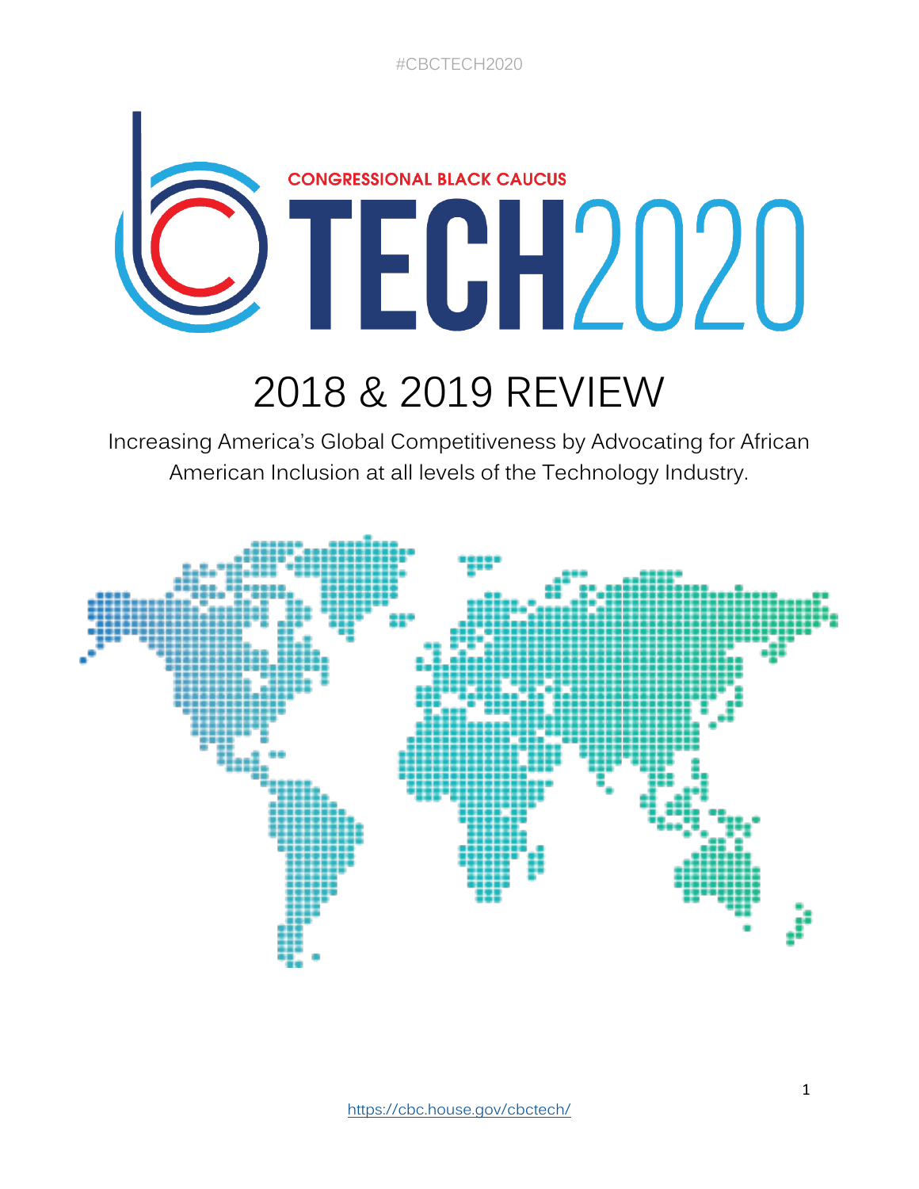#CBCTECH2020

CONGRESSIONAL BLACK CAUCUS

# TECH2020

## 2018 & 2019 REVIEW

Increasing America's Global Competitiveness by Advocating for African American Inclusion at all levels of the Technology Industry.

https://cbc.house.gov/cbctech/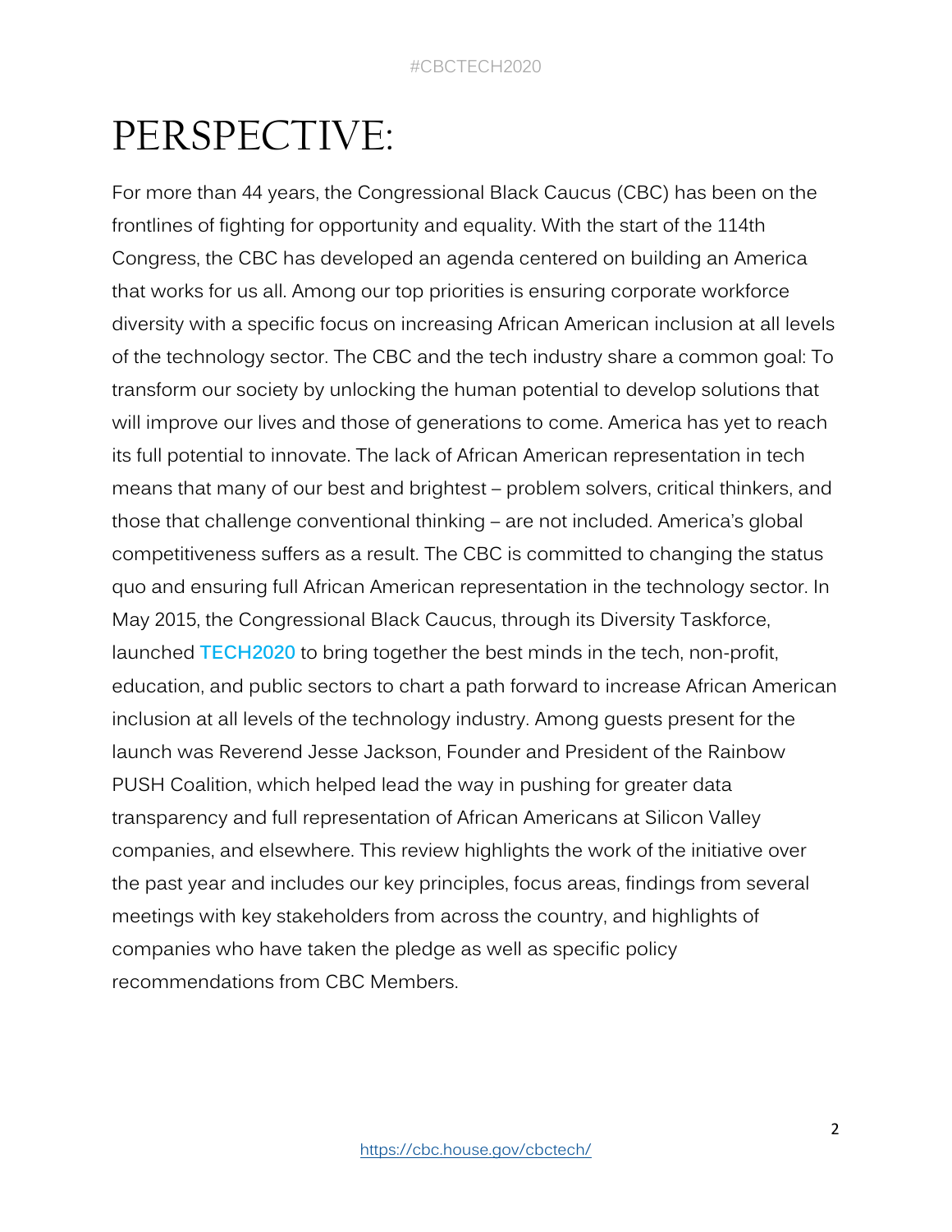# PERSPECTIVE:

For more than 44 years, the Congressional Black Caucus (CBC) has been on the frontlines of fighting for opportunity and equality. With the start of the 114th Congress, the CBC has developed an agenda centered on building an America that works for us all. Among our top priorities is ensuring corporate workforce diversity with a specific focus on increasing African American inclusion at all levels of the technology sector. The CBC and the tech industry share a common goal: To transform our society by unlocking the human potential to develop solutions that will improve our lives and those of generations to come. America has yet to reach its full potential to innovate. The lack of African American representation in tech means that many of our best and brightest – problem solvers, critical thinkers, and those that challenge conventional thinking – are not included. America's global competitiveness suffers as a result. The CBC is committed to changing the status quo and ensuring full African American representation in the technology sector. In May 2015, the Congressional Black Caucus, through its Diversity Taskforce, launched **TECH2020** to bring together the best minds in the tech, non-profit, education, and public sectors to chart a path forward to increase African American inclusion at all levels of the technology industry. Among guests present for the launch was Reverend Jesse Jackson, Founder and President of the Rainbow PUSH Coalition, which helped lead the way in pushing for greater data transparency and full representation of African Americans at Silicon Valley companies, and elsewhere. This review highlights the work of the initiative over the past year and includes our key principles, focus areas, findings from several meetings with key stakeholders from across the country, and highlights of companies who have taken the pledge as well as specific policy recommendations from CBC Members.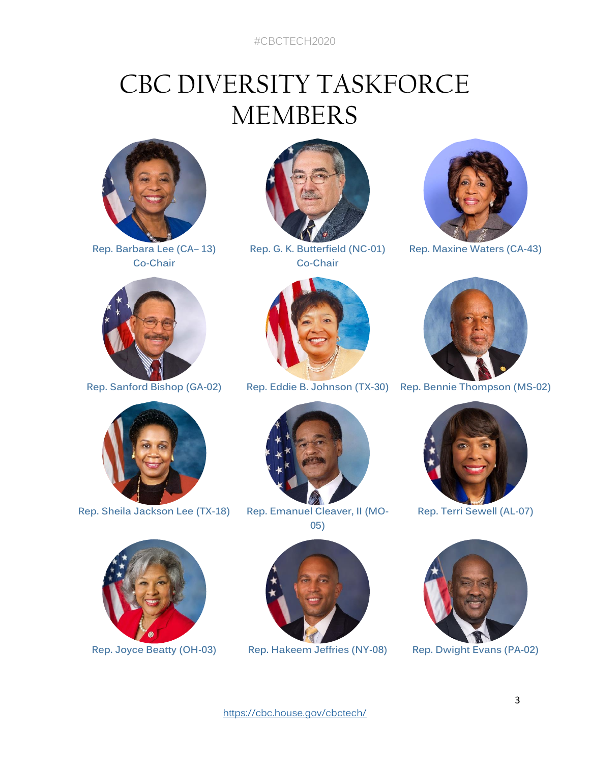# CBC DIVERSITY TASKFORCE MEMBERS

Rep. Barbara Lee (CA– 13)
Co-Chair

Rep. G. K. Butterfield (NC-01)
Co-Chair

Rep. Maxine Waters (CA-43)

Rep. Sanford Bishop (GA-02)

Rep. Eddie B. Johnson (TX-30)

Rep. Bennie Thompson (MS-02)

Rep. Sheila Jackson Lee (TX-18)

Rep. Emanuel Cleaver, II (MO-05)

Rep. Terri Sewell (AL-07)

Rep. Joyce Beatty (OH-03)

Rep. Hakeem Jeffries (NY-08)

Rep. Dwight Evans (PA-02)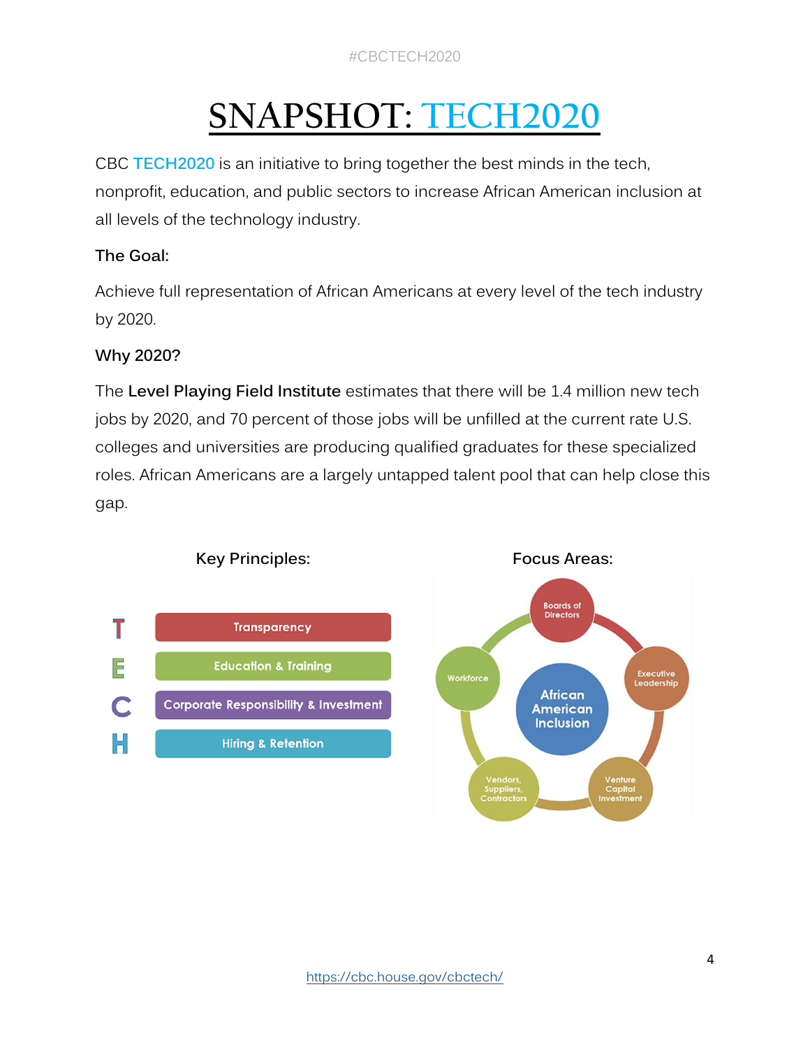# SNAPSHOT: TECH2020

CBC TECH2020 is an initiative to bring together the best minds in the tech, nonprofit, education, and public sectors to increase African American inclusion at all levels of the technology industry.

**The Goal:**

Achieve full representation of African Americans at every level of the tech industry by 2020.

**Why 2020?**

The **Level Playing Field Institute** estimates that there will be 1.4 million new tech jobs by 2020, and 70 percent of those jobs will be unfilled at the current rate U.S. colleges and universities are producing qualified graduates for these specialized roles. African Americans are a largely untapped talent pool that can help close this gap.

**Key Principles:**

- **T** – Transparency
- **E** – Education & Training
- **C** – Corporate Responsibility & Investment
- **H** – Hiring & Retention

**Focus Areas:**

African American Inclusion

- Boards of Directors
- Executive Leadership
- Venture Capital Investment
- Vendors, Suppliers, Contractors
- Workforce

https://cbc.house.gov/cbctech/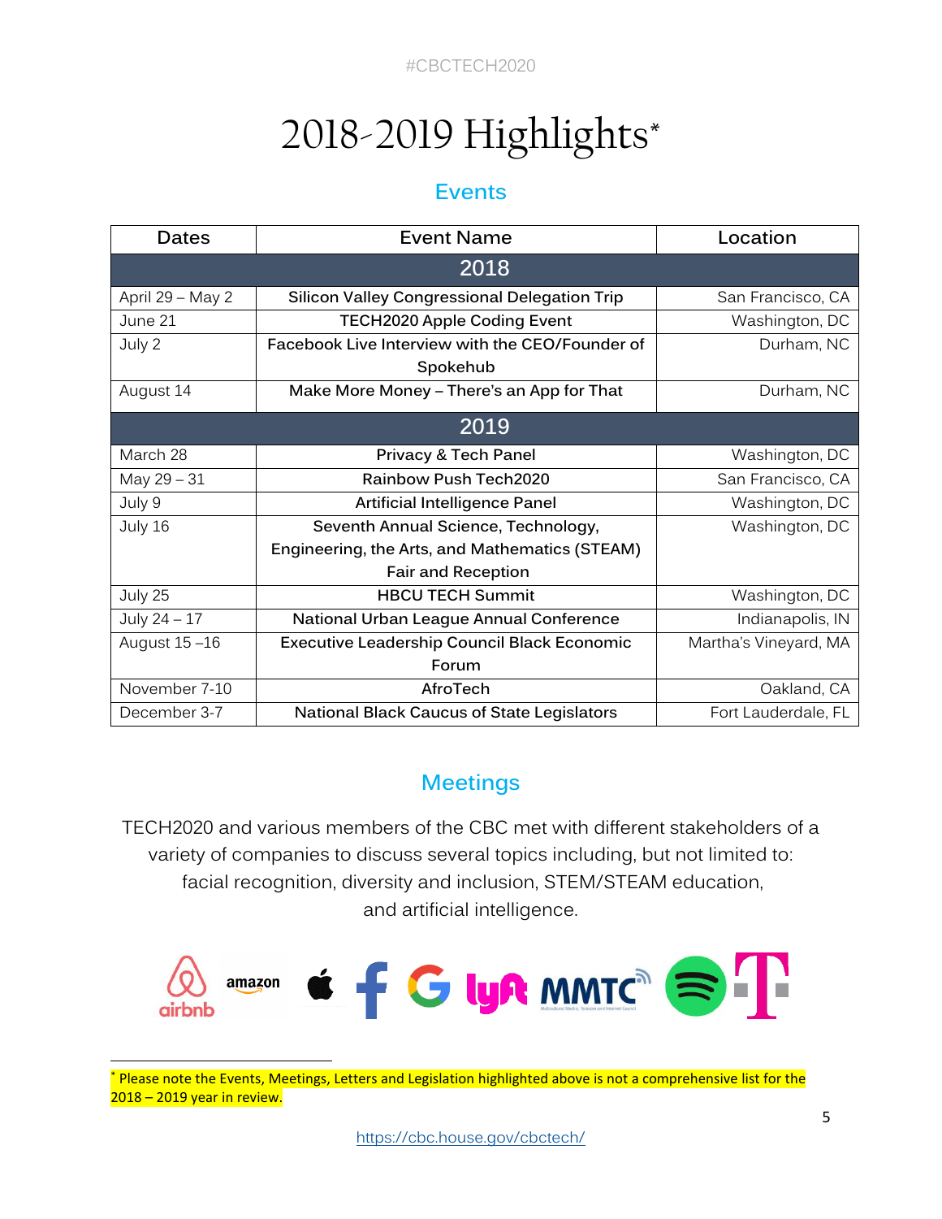# 2018-2019 Highlights*

## Events

| Dates | Event Name | Location |
|---|---|---|
| **2018** | | |
| April 29 – May 2 | **Silicon Valley Congressional Delegation Trip** | San Francisco, CA |
| June 21 | **TECH2020 Apple Coding Event** | Washington, DC |
| July 2 | **Facebook Live Interview with the CEO/Founder of Spokehub** | Durham, NC |
| August 14 | **Make More Money – There's an App for That** | Durham, NC |
| **2019** | | |
| March 28 | **Privacy & Tech Panel** | Washington, DC |
| May 29 – 31 | **Rainbow Push Tech2020** | San Francisco, CA |
| July 9 | **Artificial Intelligence Panel** | Washington, DC |
| July 16 | **Seventh Annual Science, Technology, Engineering, the Arts, and Mathematics (STEAM) Fair and Reception** | Washington, DC |
| July 25 | **HBCU TECH Summit** | Washington, DC |
| July 24 – 17 | **National Urban League Annual Conference** | Indianapolis, IN |
| August 15 –16 | **Executive Leadership Council Black Economic Forum** | Martha's Vineyard, MA |
| November 7-10 | **AfroTech** | Oakland, CA |
| December 3-7 | **National Black Caucus of State Legislators** | Fort Lauderdale, FL |

## Meetings

TECH2020 and various members of the CBC met with different stakeholders of a variety of companies to discuss several topics including, but not limited to: facial recognition, diversity and inclusion, STEM/STEAM education, and artificial intelligence.

airbnb amazon MMTC

* Please note the Events, Meetings, Letters and Legislation highlighted above is not a comprehensive list for the 2018 – 2019 year in review.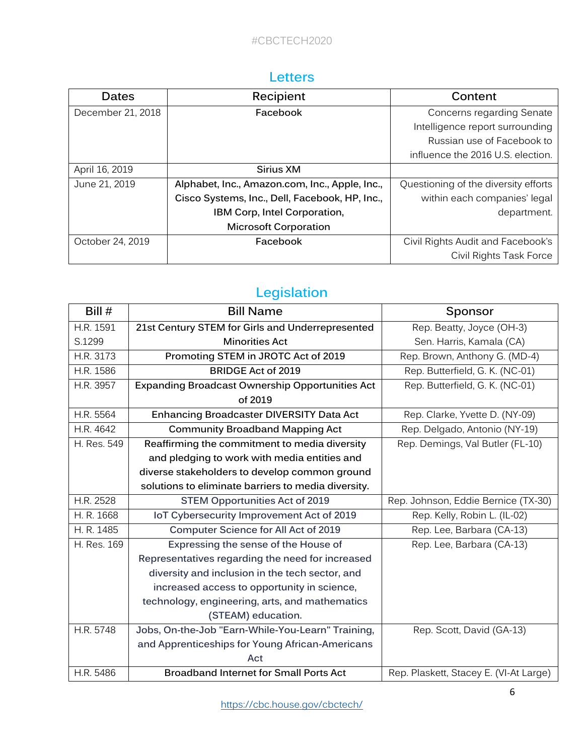## Letters

| Dates | Recipient | Content |
|---|---|---|
| December 21, 2018 | **Facebook** | Concerns regarding Senate Intelligence report surrounding Russian use of Facebook to influence the 2016 U.S. election. |
| April 16, 2019 | **Sirius XM** | |
| June 21, 2019 | **Alphabet, Inc., Amazon.com, Inc., Apple, Inc., Cisco Systems, Inc., Dell, Facebook, HP, Inc., IBM Corp, Intel Corporation, Microsoft Corporation** | Questioning of the diversity efforts within each companies' legal department. |
| October 24, 2019 | **Facebook** | Civil Rights Audit and Facebook's Civil Rights Task Force |

## Legislation

| Bill # | Bill Name | Sponsor |
|---|---|---|
| H.R. 1591<br>S.1299 | **21st Century STEM for Girls and Underrepresented Minorities Act** | Rep. Beatty, Joyce (OH-3)<br>Sen. Harris, Kamala (CA) |
| H.R. 3173 | **Promoting STEM in JROTC Act of 2019** | Rep. Brown, Anthony G. (MD-4) |
| H.R. 1586 | **BRIDGE Act of 2019** | Rep. Butterfield, G. K. (NC-01) |
| H.R. 3957 | **Expanding Broadcast Ownership Opportunities Act of 2019** | Rep. Butterfield, G. K. (NC-01) |
| H.R. 5564 | **Enhancing Broadcaster DIVERSITY Data Act** | Rep. Clarke, Yvette D. (NY-09) |
| H.R. 4642 | **Community Broadband Mapping Act** | Rep. Delgado, Antonio (NY-19) |
| H. Res. 549 | **Reaffirming the commitment to media diversity and pledging to work with media entities and diverse stakeholders to develop common ground solutions to eliminate barriers to media diversity.** | Rep. Demings, Val Butler (FL-10) |
| H.R. 2528 | STEM Opportunities Act of 2019 | Rep. Johnson, Eddie Bernice (TX-30) |
| H. R. 1668 | IoT Cybersecurity Improvement Act of 2019 | Rep. Kelly, Robin L. (IL-02) |
| H. R. 1485 | Computer Science for All Act of 2019 | Rep. Lee, Barbara (CA-13) |
| H. Res. 169 | Expressing the sense of the House of Representatives regarding the need for increased diversity and inclusion in the tech sector, and increased access to opportunity in science, technology, engineering, arts, and mathematics (STEAM) education. | Rep. Lee, Barbara (CA-13) |
| H.R. 5748 | Jobs, On-the-Job "Earn-While-You-Learn" Training, and Apprenticeships for Young African-Americans Act | Rep. Scott, David (GA-13) |
| H.R. 5486 | **Broadband Internet for Small Ports Act** | Rep. Plaskett, Stacey E. (VI-At Large) |

https://cbc.house.gov/cbctech/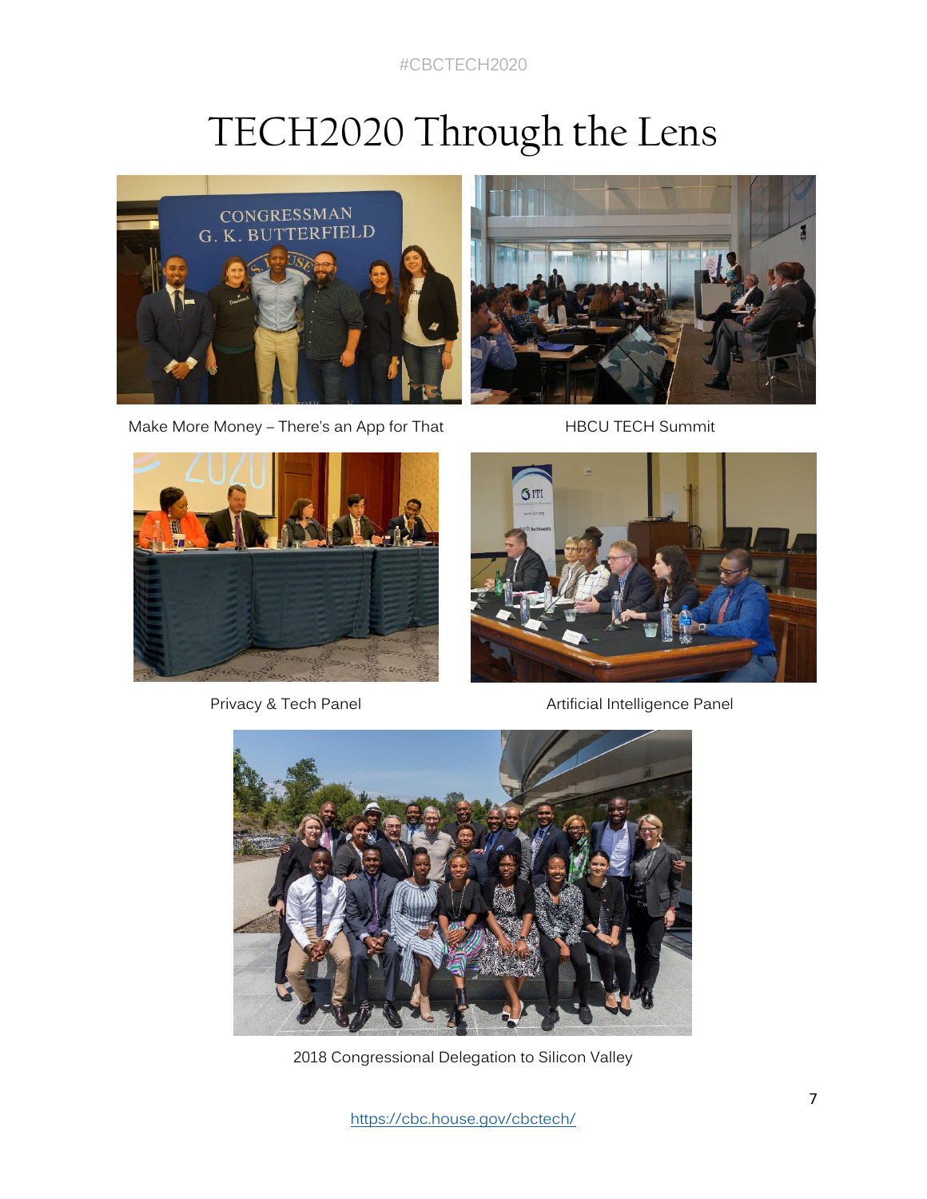# TECH2020 Through the Lens

Make More Money – There's an App for That

HBCU TECH Summit

Privacy & Tech Panel

Artificial Intelligence Panel

2018 Congressional Delegation to Silicon Valley

https://cbc.house.gov/cbctech/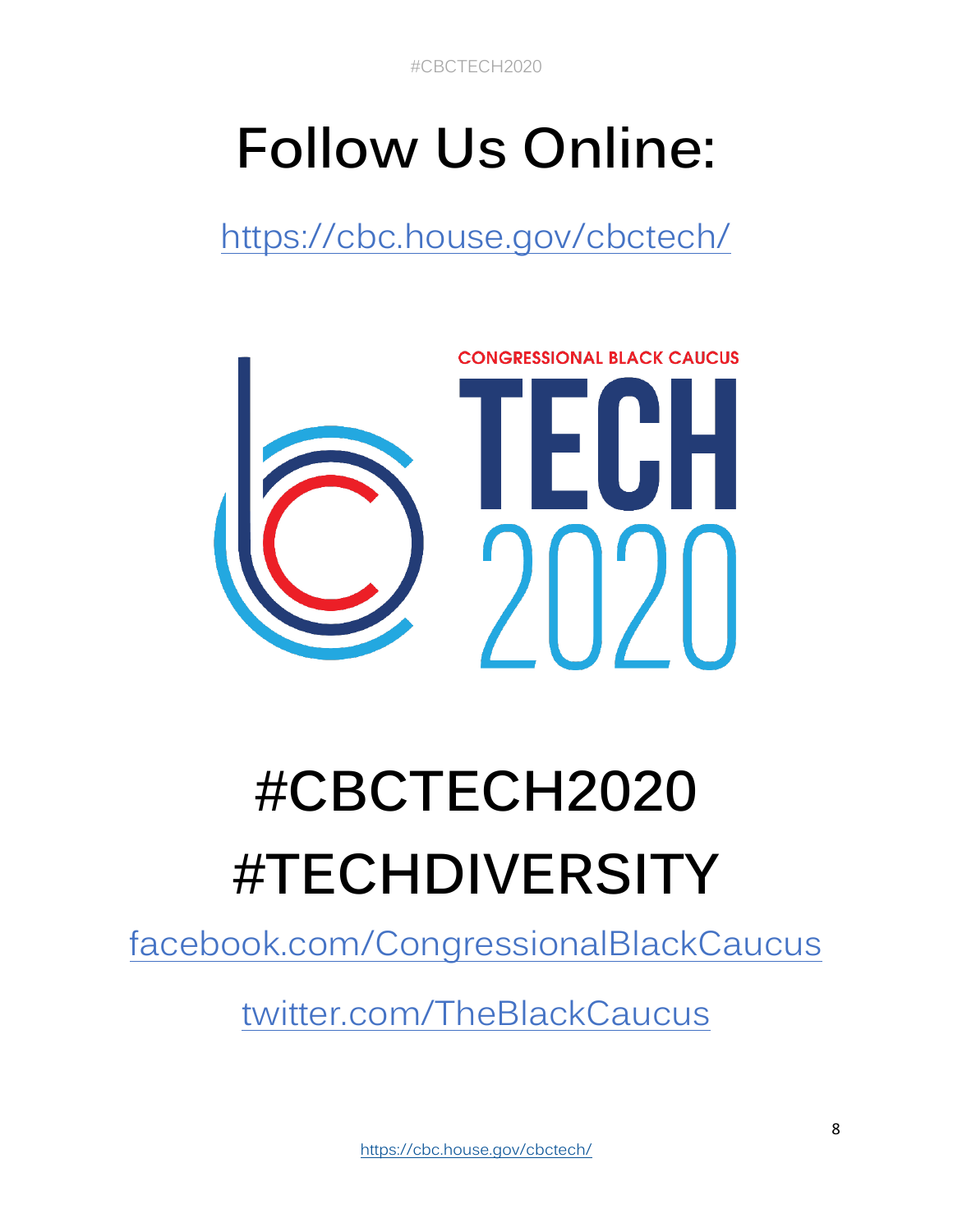# Follow Us Online:

https://cbc.house.gov/cbctech/

CONGRESSIONAL BLACK CAUCUS

TECH

2020

# #CBCTECH2020

# #TECHDIVERSITY

facebook.com/CongressionalBlackCaucus

twitter.com/TheBlackCaucus